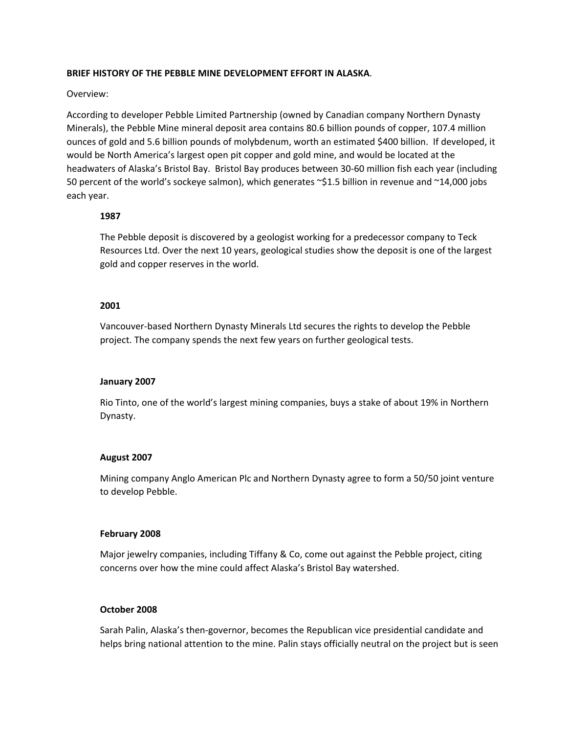# BRIEF HISTORY OF THE PEBBLE MINE DEVELOPMENT EFFORT IN ALASKA.

Overview:

According to developer Pebble Limited Partnership (owned by Canadian company Northern Dynasty Minerals), the Pebble Mine mineral deposit area contains 80.6 billion pounds of copper, 107.4 million ounces of gold and 5.6 billion pounds of molybdenum, worth an estimated $400 billion. If developed, it would be North America's largest open pit copper and gold mine, and would be located at the headwaters of Alaska's Bristol Bay. Bristol Bay produces between 30-60 million fish each year (including 50 percent of the world's sockeye salmon), which generates ~$1.5 billion in revenue and ~14,000 jobs each year.

**1987**

The Pebble deposit is discovered by a geologist working for a predecessor company to Teck Resources Ltd. Over the next 10 years, geological studies show the deposit is one of the largest gold and copper reserves in the world.

**2001**

Vancouver-based Northern Dynasty Minerals Ltd secures the rights to develop the Pebble project. The company spends the next few years on further geological tests.

**January 2007**

Rio Tinto, one of the world's largest mining companies, buys a stake of about 19% in Northern Dynasty.

**August 2007**

Mining company Anglo American Plc and Northern Dynasty agree to form a 50/50 joint venture to develop Pebble.

**February 2008**

Major jewelry companies, including Tiffany & Co, come out against the Pebble project, citing concerns over how the mine could affect Alaska's Bristol Bay watershed.

**October 2008**

Sarah Palin, Alaska's then-governor, becomes the Republican vice presidential candidate and helps bring national attention to the mine. Palin stays officially neutral on the project but is seen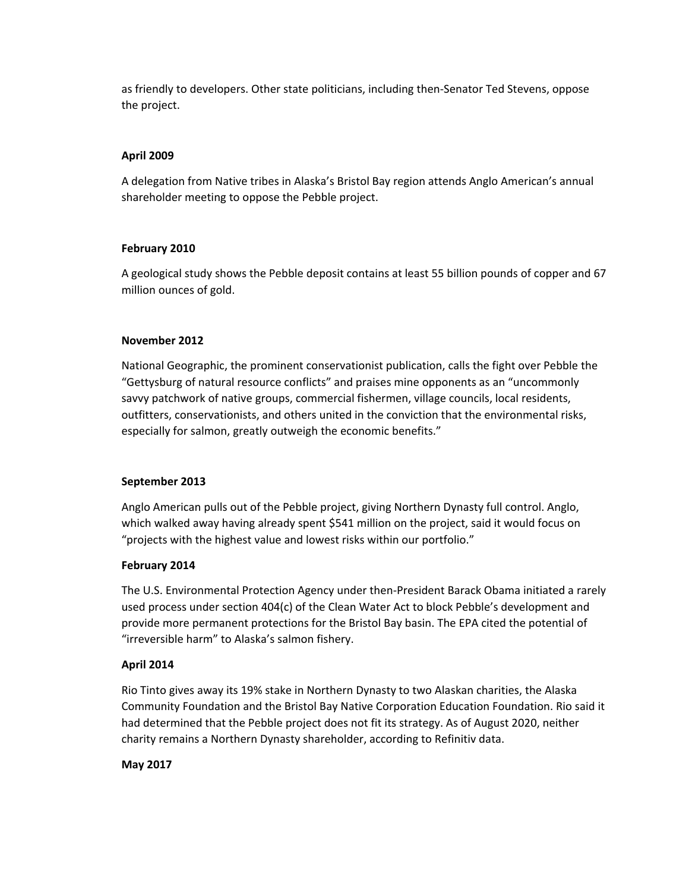as friendly to developers. Other state politicians, including then-Senator Ted Stevens, oppose the project.

**April 2009**

A delegation from Native tribes in Alaska's Bristol Bay region attends Anglo American's annual shareholder meeting to oppose the Pebble project.

**February 2010**

A geological study shows the Pebble deposit contains at least 55 billion pounds of copper and 67 million ounces of gold.

**November 2012**

National Geographic, the prominent conservationist publication, calls the fight over Pebble the "Gettysburg of natural resource conflicts" and praises mine opponents as an "uncommonly savvy patchwork of native groups, commercial fishermen, village councils, local residents, outfitters, conservationists, and others united in the conviction that the environmental risks, especially for salmon, greatly outweigh the economic benefits."

**September 2013**

Anglo American pulls out of the Pebble project, giving Northern Dynasty full control. Anglo, which walked away having already spent $541 million on the project, said it would focus on "projects with the highest value and lowest risks within our portfolio."

**February 2014**

The U.S. Environmental Protection Agency under then-President Barack Obama initiated a rarely used process under section 404(c) of the Clean Water Act to block Pebble's development and provide more permanent protections for the Bristol Bay basin. The EPA cited the potential of "irreversible harm" to Alaska's salmon fishery.

**April 2014**

Rio Tinto gives away its 19% stake in Northern Dynasty to two Alaskan charities, the Alaska Community Foundation and the Bristol Bay Native Corporation Education Foundation. Rio said it had determined that the Pebble project does not fit its strategy. As of August 2020, neither charity remains a Northern Dynasty shareholder, according to Refinitiv data.

**May 2017**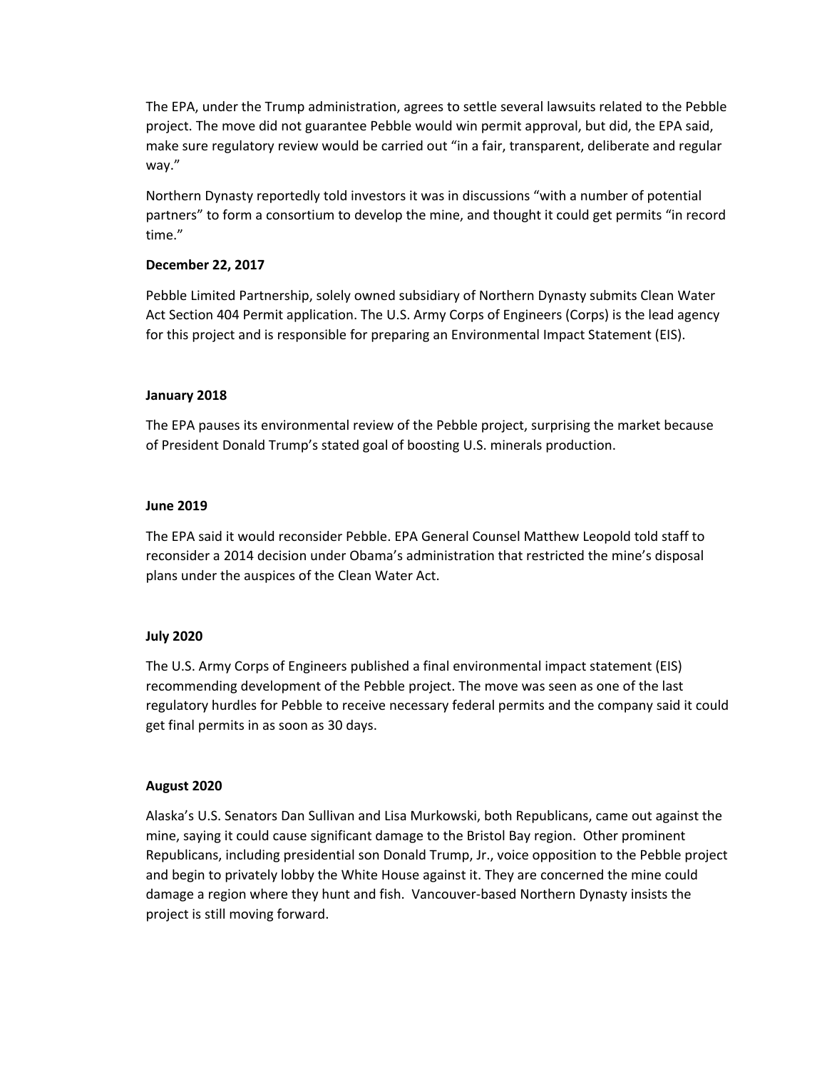The EPA, under the Trump administration, agrees to settle several lawsuits related to the Pebble project. The move did not guarantee Pebble would win permit approval, but did, the EPA said, make sure regulatory review would be carried out "in a fair, transparent, deliberate and regular way."

Northern Dynasty reportedly told investors it was in discussions "with a number of potential partners" to form a consortium to develop the mine, and thought it could get permits "in record time."

**December 22, 2017**

Pebble Limited Partnership, solely owned subsidiary of Northern Dynasty submits Clean Water Act Section 404 Permit application. The U.S. Army Corps of Engineers (Corps) is the lead agency for this project and is responsible for preparing an Environmental Impact Statement (EIS).

**January 2018**

The EPA pauses its environmental review of the Pebble project, surprising the market because of President Donald Trump's stated goal of boosting U.S. minerals production.

**June 2019**

The EPA said it would reconsider Pebble. EPA General Counsel Matthew Leopold told staff to reconsider a 2014 decision under Obama's administration that restricted the mine's disposal plans under the auspices of the Clean Water Act.

**July 2020**

The U.S. Army Corps of Engineers published a final environmental impact statement (EIS) recommending development of the Pebble project. The move was seen as one of the last regulatory hurdles for Pebble to receive necessary federal permits and the company said it could get final permits in as soon as 30 days.

**August 2020**

Alaska's U.S. Senators Dan Sullivan and Lisa Murkowski, both Republicans, came out against the mine, saying it could cause significant damage to the Bristol Bay region. Other prominent Republicans, including presidential son Donald Trump, Jr., voice opposition to the Pebble project and begin to privately lobby the White House against it. They are concerned the mine could damage a region where they hunt and fish. Vancouver-based Northern Dynasty insists the project is still moving forward.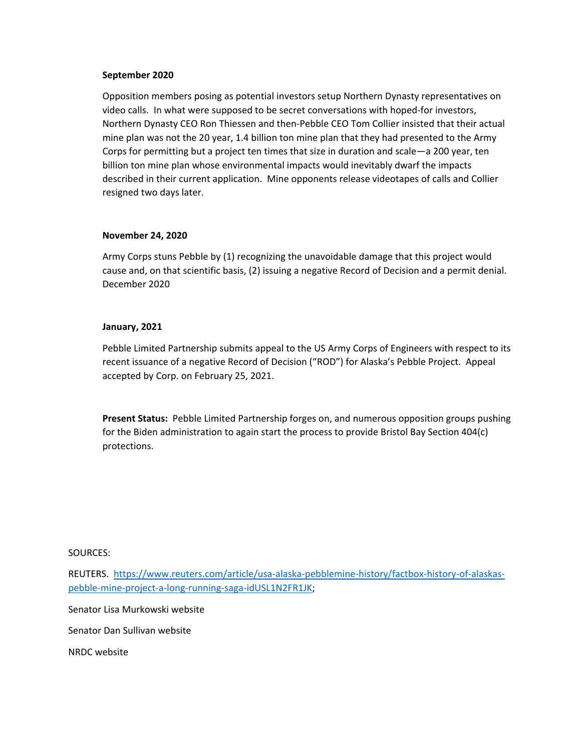**September 2020**

Opposition members posing as potential investors setup Northern Dynasty representatives on video calls. In what were supposed to be secret conversations with hoped-for investors, Northern Dynasty CEO Ron Thiessen and then-Pebble CEO Tom Collier insisted that their actual mine plan was not the 20 year, 1.4 billion ton mine plan that they had presented to the Army Corps for permitting but a project ten times that size in duration and scale—a 200 year, ten billion ton mine plan whose environmental impacts would inevitably dwarf the impacts described in their current application. Mine opponents release videotapes of calls and Collier resigned two days later.

**November 24, 2020**

Army Corps stuns Pebble by (1) recognizing the unavoidable damage that this project would cause and, on that scientific basis, (2) issuing a negative Record of Decision and a permit denial. December 2020

**January, 2021**

Pebble Limited Partnership submits appeal to the US Army Corps of Engineers with respect to its recent issuance of a negative Record of Decision ("ROD") for Alaska's Pebble Project. Appeal accepted by Corp. on February 25, 2021.

**Present Status:** Pebble Limited Partnership forges on, and numerous opposition groups pushing for the Biden administration to again start the process to provide Bristol Bay Section 404(c) protections.

SOURCES:

REUTERS. [https://www.reuters.com/article/usa-alaska-pebblemine-history/factbox-history-of-alaskas-pebble-mine-project-a-long-running-saga-idUSL1N2FR1JK](https://www.reuters.com/article/usa-alaska-pebblemine-history/factbox-history-of-alaskas-pebble-mine-project-a-long-running-saga-idUSL1N2FR1JK);

Senator Lisa Murkowski website

Senator Dan Sullivan website

NRDC website